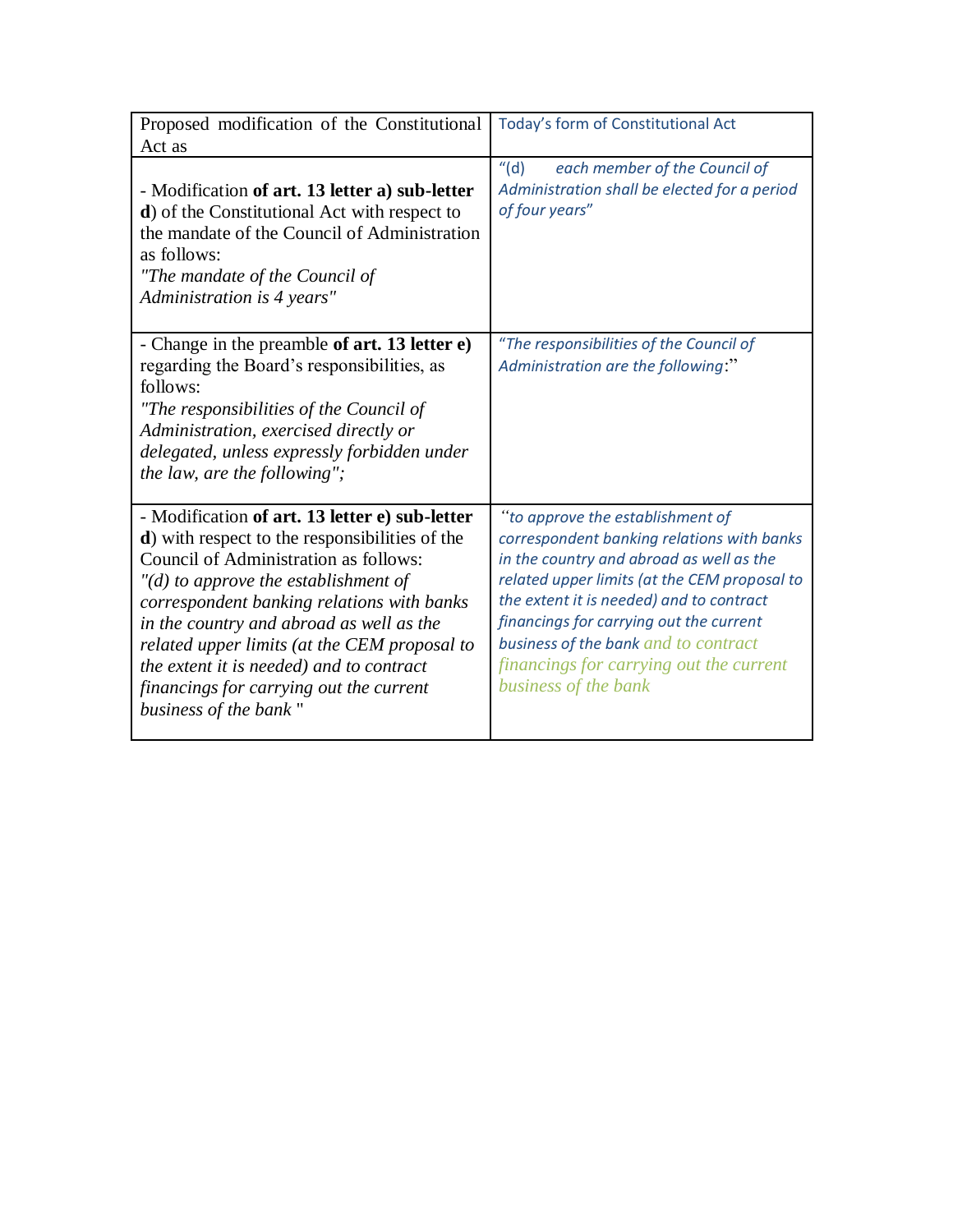| Proposed modification of the Constitutional Act as | Today's form of Constitutional Act |
|---|---|
| - Modification **of art. 13 letter a) sub-letter d**) of the Constitutional Act with respect to the mandate of the Council of Administration as follows: *"The mandate of the Council of Administration is 4 years"* | *"(d) each member of the Council of Administration shall be elected for a period of four years"* |
| - Change in the preamble **of art. 13 letter e)** regarding the Board's responsibilities, as follows: *"The responsibilities of the Council of Administration, exercised directly or delegated, unless expressly forbidden under the law, are the following";* | *"The responsibilities of the Council of Administration are the following:"* |
| - Modification **of art. 13 letter e) sub-letter d**) with respect to the responsibilities of the Council of Administration as follows: *"(d) to approve the establishment of correspondent banking relations with banks in the country and abroad as well as the related upper limits (at the CEM proposal to the extent it is needed) and to contract financings for carrying out the current business of the bank* " | *"to approve the establishment of correspondent banking relations with banks in the country and abroad as well as the related upper limits (at the CEM proposal to the extent it is needed) and to contract financings for carrying out the current business of the bank and to contract financings for carrying out the current business of the bank* |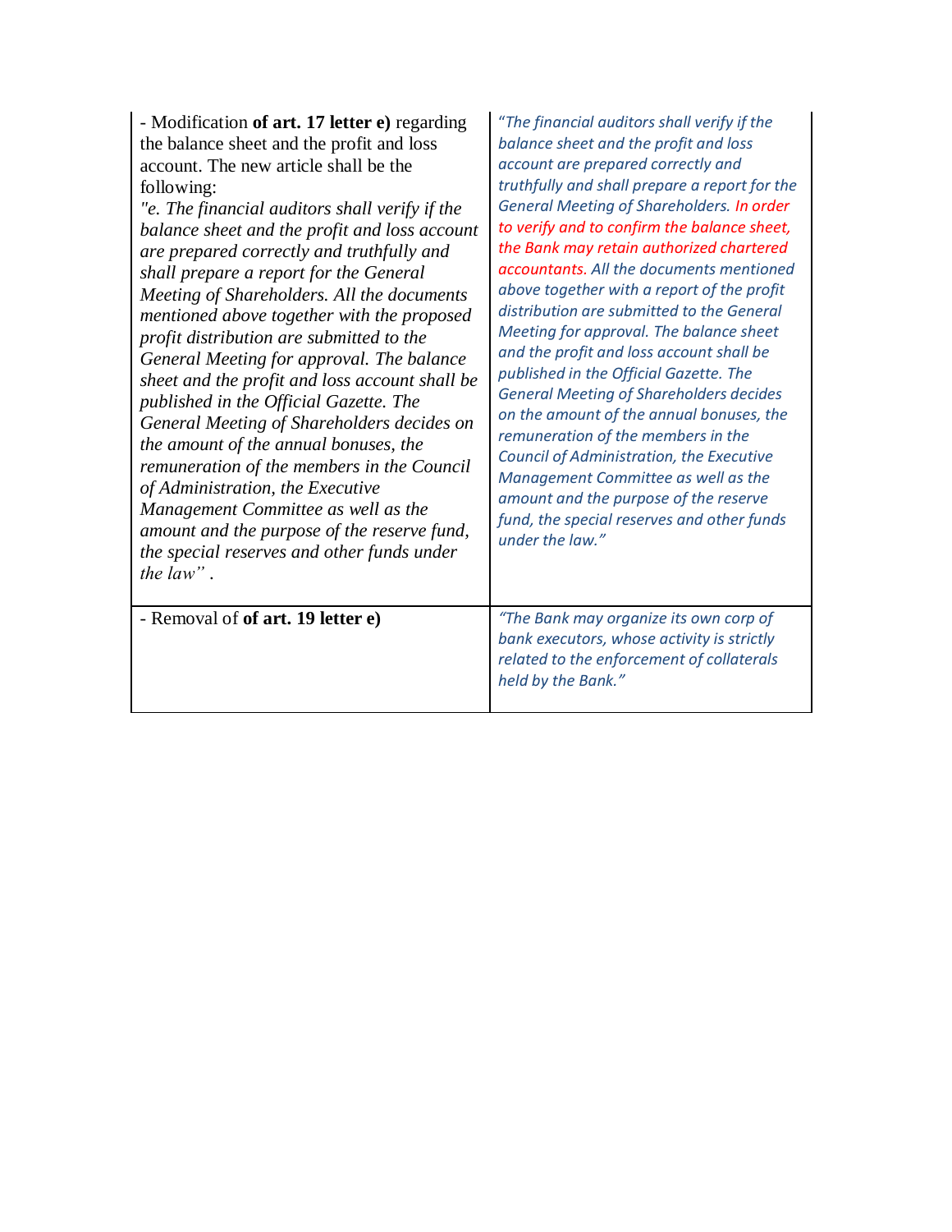| | |
|---|---|
| - Modification **of art. 17 letter e)** regarding the balance sheet and the profit and loss account. The new article shall be the following:<br>*"e. The financial auditors shall verify if the balance sheet and the profit and loss account are prepared correctly and truthfully and shall prepare a report for the General Meeting of Shareholders. All the documents mentioned above together with the proposed profit distribution are submitted to the General Meeting for approval. The balance sheet and the profit and loss account shall be published in the Official Gazette. The General Meeting of Shareholders decides on the amount of the annual bonuses, the remuneration of the members in the Council of Administration, the Executive Management Committee as well as the amount and the purpose of the reserve fund, the special reserves and other funds under the law"* . | *"The financial auditors shall verify if the balance sheet and the profit and loss account are prepared correctly and truthfully and shall prepare a report for the General Meeting of Shareholders. In order to verify and to confirm the balance sheet, the Bank may retain authorized chartered accountants. All the documents mentioned above together with a report of the profit distribution are submitted to the General Meeting for approval. The balance sheet and the profit and loss account shall be published in the Official Gazette. The General Meeting of Shareholders decides on the amount of the annual bonuses, the remuneration of the members in the Council of Administration, the Executive Management Committee as well as the amount and the purpose of the reserve fund, the special reserves and other funds under the law."* |
| - Removal of **of art. 19 letter e)** | *"The Bank may organize its own corp of bank executors, whose activity is strictly related to the enforcement of collaterals held by the Bank."* |